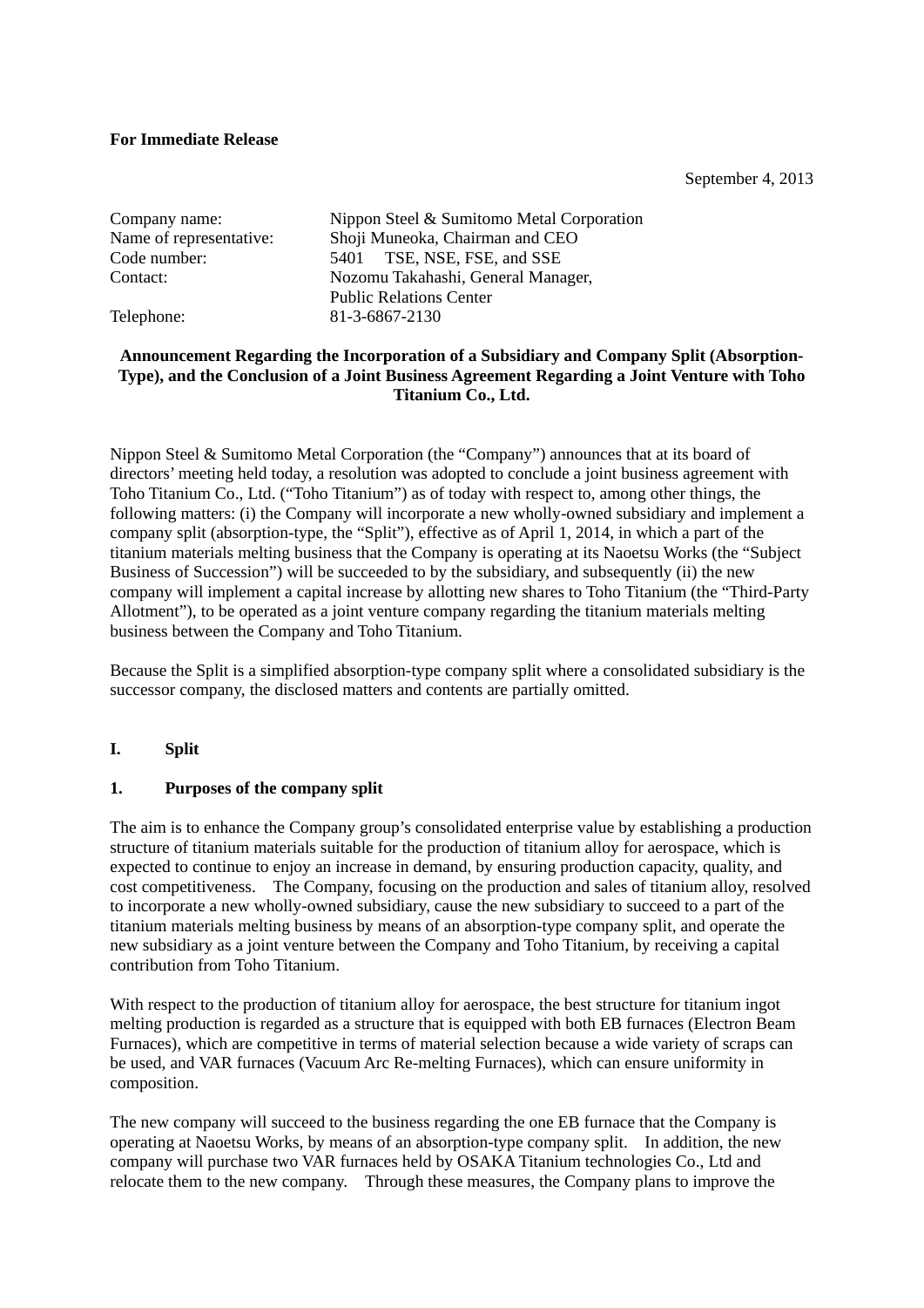**For Immediate Release**

September 4, 2013

| | |
|---|---|
| Company name: | Nippon Steel & Sumitomo Metal Corporation |
| Name of representative: | Shoji Muneoka, Chairman and CEO |
| Code number: | 5401 TSE, NSE, FSE, and SSE |
| Contact: | Nozomu Takahashi, General Manager, Public Relations Center |
| Telephone: | 81-3-6867-2130 |

**Announcement Regarding the Incorporation of a Subsidiary and Company Split (Absorption-Type), and the Conclusion of a Joint Business Agreement Regarding a Joint Venture with Toho Titanium Co., Ltd.**

Nippon Steel & Sumitomo Metal Corporation (the "Company") announces that at its board of directors' meeting held today, a resolution was adopted to conclude a joint business agreement with Toho Titanium Co., Ltd. ("Toho Titanium") as of today with respect to, among other things, the following matters: (i) the Company will incorporate a new wholly-owned subsidiary and implement a company split (absorption-type, the "Split"), effective as of April 1, 2014, in which a part of the titanium materials melting business that the Company is operating at its Naoetsu Works (the "Subject Business of Succession") will be succeeded to by the subsidiary, and subsequently (ii) the new company will implement a capital increase by allotting new shares to Toho Titanium (the "Third-Party Allotment"), to be operated as a joint venture company regarding the titanium materials melting business between the Company and Toho Titanium.

Because the Split is a simplified absorption-type company split where a consolidated subsidiary is the successor company, the disclosed matters and contents are partially omitted.

## I. Split

### 1. Purposes of the company split

The aim is to enhance the Company group's consolidated enterprise value by establishing a production structure of titanium materials suitable for the production of titanium alloy for aerospace, which is expected to continue to enjoy an increase in demand, by ensuring production capacity, quality, and cost competitiveness. The Company, focusing on the production and sales of titanium alloy, resolved to incorporate a new wholly-owned subsidiary, cause the new subsidiary to succeed to a part of the titanium materials melting business by means of an absorption-type company split, and operate the new subsidiary as a joint venture between the Company and Toho Titanium, by receiving a capital contribution from Toho Titanium.

With respect to the production of titanium alloy for aerospace, the best structure for titanium ingot melting production is regarded as a structure that is equipped with both EB furnaces (Electron Beam Furnaces), which are competitive in terms of material selection because a wide variety of scraps can be used, and VAR furnaces (Vacuum Arc Re-melting Furnaces), which can ensure uniformity in composition.

The new company will succeed to the business regarding the one EB furnace that the Company is operating at Naoetsu Works, by means of an absorption-type company split. In addition, the new company will purchase two VAR furnaces held by OSAKA Titanium technologies Co., Ltd and relocate them to the new company. Through these measures, the Company plans to improve the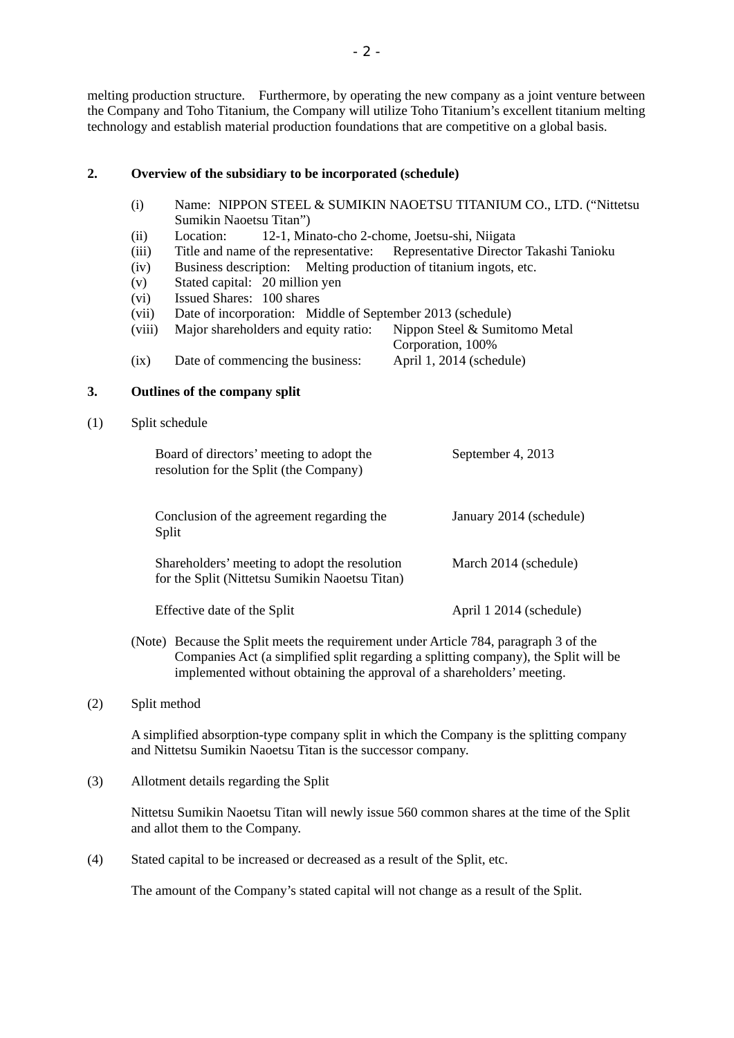melting production structure. Furthermore, by operating the new company as a joint venture between the Company and Toho Titanium, the Company will utilize Toho Titanium's excellent titanium melting technology and establish material production foundations that are competitive on a global basis.

**2. Overview of the subsidiary to be incorporated (schedule)**

(i) Name: NIPPON STEEL & SUMIKIN NAOETSU TITANIUM CO., LTD. ("Nittetsu Sumikin Naoetsu Titan")
(ii) Location: 12-1, Minato-cho 2-chome, Joetsu-shi, Niigata
(iii) Title and name of the representative: Representative Director Takashi Tanioku
(iv) Business description: Melting production of titanium ingots, etc.
(v) Stated capital: 20 million yen
(vi) Issued Shares: 100 shares
(vii) Date of incorporation: Middle of September 2013 (schedule)
(viii) Major shareholders and equity ratio: Nippon Steel & Sumitomo Metal Corporation, 100%
(ix) Date of commencing the business: April 1, 2014 (schedule)

**3. Outlines of the company split**

(1) Split schedule

| | |
|---|---|
| Board of directors' meeting to adopt the resolution for the Split (the Company) | September 4, 2013 |
| Conclusion of the agreement regarding the Split | January 2014 (schedule) |
| Shareholders' meeting to adopt the resolution for the Split (Nittetsu Sumikin Naoetsu Titan) | March 2014 (schedule) |
| Effective date of the Split | April 1 2014 (schedule) |

(Note) Because the Split meets the requirement under Article 784, paragraph 3 of the Companies Act (a simplified split regarding a splitting company), the Split will be implemented without obtaining the approval of a shareholders' meeting.

(2) Split method

A simplified absorption-type company split in which the Company is the splitting company and Nittetsu Sumikin Naoetsu Titan is the successor company.

(3) Allotment details regarding the Split

Nittetsu Sumikin Naoetsu Titan will newly issue 560 common shares at the time of the Split and allot them to the Company.

(4) Stated capital to be increased or decreased as a result of the Split, etc.

The amount of the Company's stated capital will not change as a result of the Split.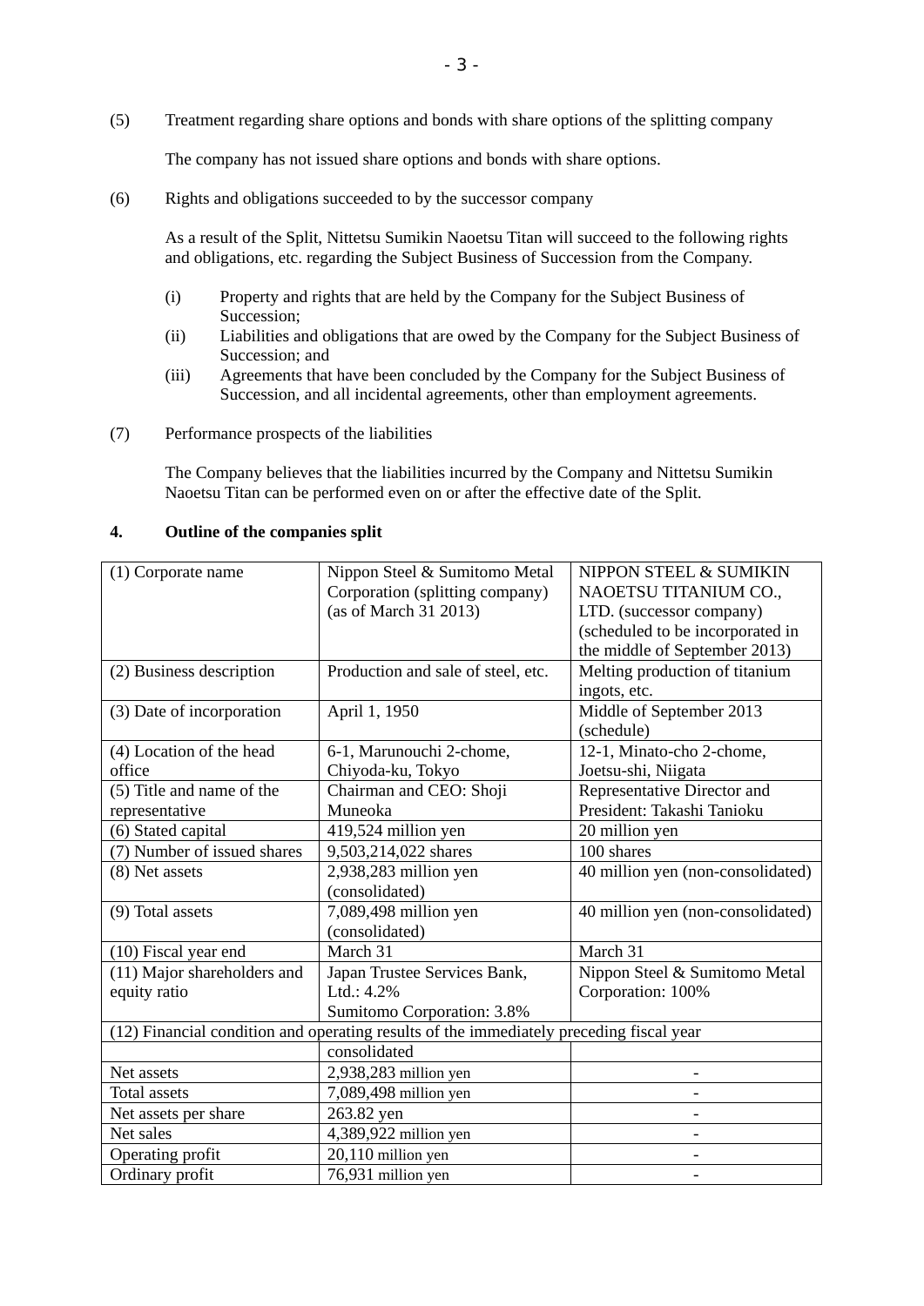(5) Treatment regarding share options and bonds with share options of the splitting company

The company has not issued share options and bonds with share options.

(6) Rights and obligations succeeded to by the successor company

As a result of the Split, Nittetsu Sumikin Naoetsu Titan will succeed to the following rights and obligations, etc. regarding the Subject Business of Succession from the Company.

(i) Property and rights that are held by the Company for the Subject Business of Succession;
(ii) Liabilities and obligations that are owed by the Company for the Subject Business of Succession; and
(iii) Agreements that have been concluded by the Company for the Subject Business of Succession, and all incidental agreements, other than employment agreements.

(7) Performance prospects of the liabilities

The Company believes that the liabilities incurred by the Company and Nittetsu Sumikin Naoetsu Titan can be performed even on or after the effective date of the Split.

## 4. Outline of the companies split

| (1) Corporate name | Nippon Steel & Sumitomo Metal Corporation (splitting company) (as of March 31 2013) | NIPPON STEEL & SUMIKIN NAOETSU TITANIUM CO., LTD. (successor company) (scheduled to be incorporated in the middle of September 2013) |
|---|---|---|
| (2) Business description | Production and sale of steel, etc. | Melting production of titanium ingots, etc. |
| (3) Date of incorporation | April 1, 1950 | Middle of September 2013 (schedule) |
| (4) Location of the head office | 6-1, Marunouchi 2-chome, Chiyoda-ku, Tokyo | 12-1, Minato-cho 2-chome, Joetsu-shi, Niigata |
| (5) Title and name of the representative | Chairman and CEO: Shoji Muneoka | Representative Director and President: Takashi Tanioku |
| (6) Stated capital | 419,524 million yen | 20 million yen |
| (7) Number of issued shares | 9,503,214,022 shares | 100 shares |
| (8) Net assets | 2,938,283 million yen (consolidated) | 40 million yen (non-consolidated) |
| (9) Total assets | 7,089,498 million yen (consolidated) | 40 million yen (non-consolidated) |
| (10) Fiscal year end | March 31 | March 31 |
| (11) Major shareholders and equity ratio | Japan Trustee Services Bank, Ltd.: 4.2%<br>Sumitomo Corporation: 3.8% | Nippon Steel & Sumitomo Metal Corporation: 100% |
| (12) Financial condition and operating results of the immediately preceding fiscal year | | |
| | consolidated | |
| Net assets | 2,938,283 million yen | - |
| Total assets | 7,089,498 million yen | - |
| Net assets per share | 263.82 yen | - |
| Net sales | 4,389,922 million yen | - |
| Operating profit | 20,110 million yen | - |
| Ordinary profit | 76,931 million yen | - |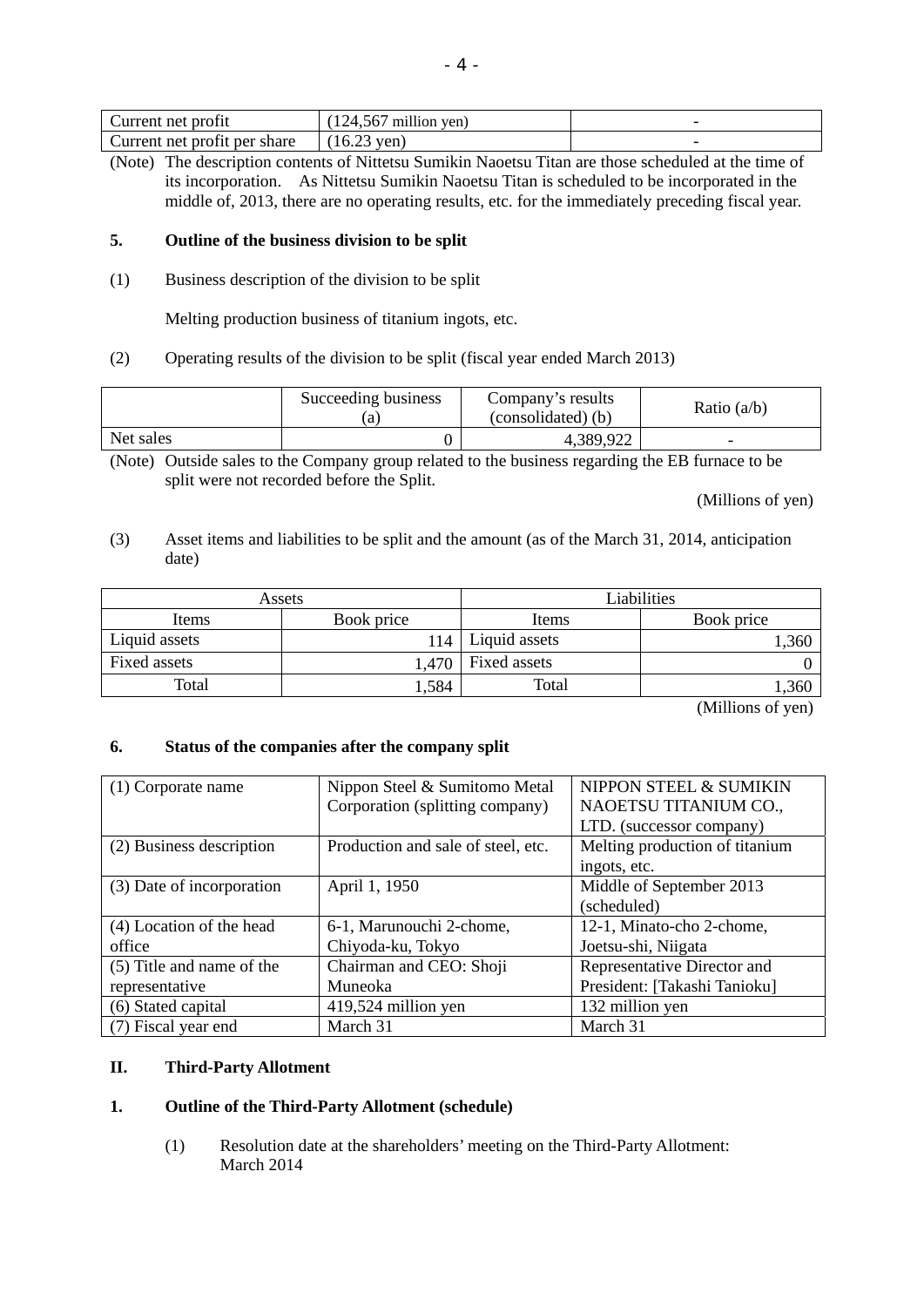| Current net profit | (124,567 million yen) | - |
|---|---|---|
| Current net profit per share | (16.23 yen) | - |

(Note) The description contents of Nittetsu Sumikin Naoetsu Titan are those scheduled at the time of its incorporation. As Nittetsu Sumikin Naoetsu Titan is scheduled to be incorporated in the middle of, 2013, there are no operating results, etc. for the immediately preceding fiscal year.

### 5. Outline of the business division to be split

(1) Business description of the division to be split

Melting production business of titanium ingots, etc.

(2) Operating results of the division to be split (fiscal year ended March 2013)

| | Succeeding business (a) | Company's results (consolidated) (b) | Ratio (a/b) |
|---|---|---|---|
| Net sales | 0 | 4,389,922 | - |

(Note) Outside sales to the Company group related to the business regarding the EB furnace to be split were not recorded before the Split.

(Millions of yen)

(3) Asset items and liabilities to be split and the amount (as of the March 31, 2014, anticipation date)

| Assets | | Liabilities | |
|---|---|---|---|
| Items | Book price | Items | Book price |
| Liquid assets | 114 | Liquid assets | 1,360 |
| Fixed assets | 1,470 | Fixed assets | 0 |
| Total | 1,584 | Total | 1,360 |

(Millions of yen)

### 6. Status of the companies after the company split

| (1) Corporate name | Nippon Steel & Sumitomo Metal Corporation (splitting company) | NIPPON STEEL & SUMIKIN NAOETSU TITANIUM CO., LTD. (successor company) |
|---|---|---|
| (2) Business description | Production and sale of steel, etc. | Melting production of titanium ingots, etc. |
| (3) Date of incorporation | April 1, 1950 | Middle of September 2013 (scheduled) |
| (4) Location of the head office | 6-1, Marunouchi 2-chome, Chiyoda-ku, Tokyo | 12-1, Minato-cho 2-chome, Joetsu-shi, Niigata |
| (5) Title and name of the representative | Chairman and CEO: Shoji Muneoka | Representative Director and President: [Takashi Tanioku] |
| (6) Stated capital | 419,524 million yen | 132 million yen |
| (7) Fiscal year end | March 31 | March 31 |

## II. Third-Party Allotment

### 1. Outline of the Third-Party Allotment (schedule)

(1) Resolution date at the shareholders' meeting on the Third-Party Allotment: March 2014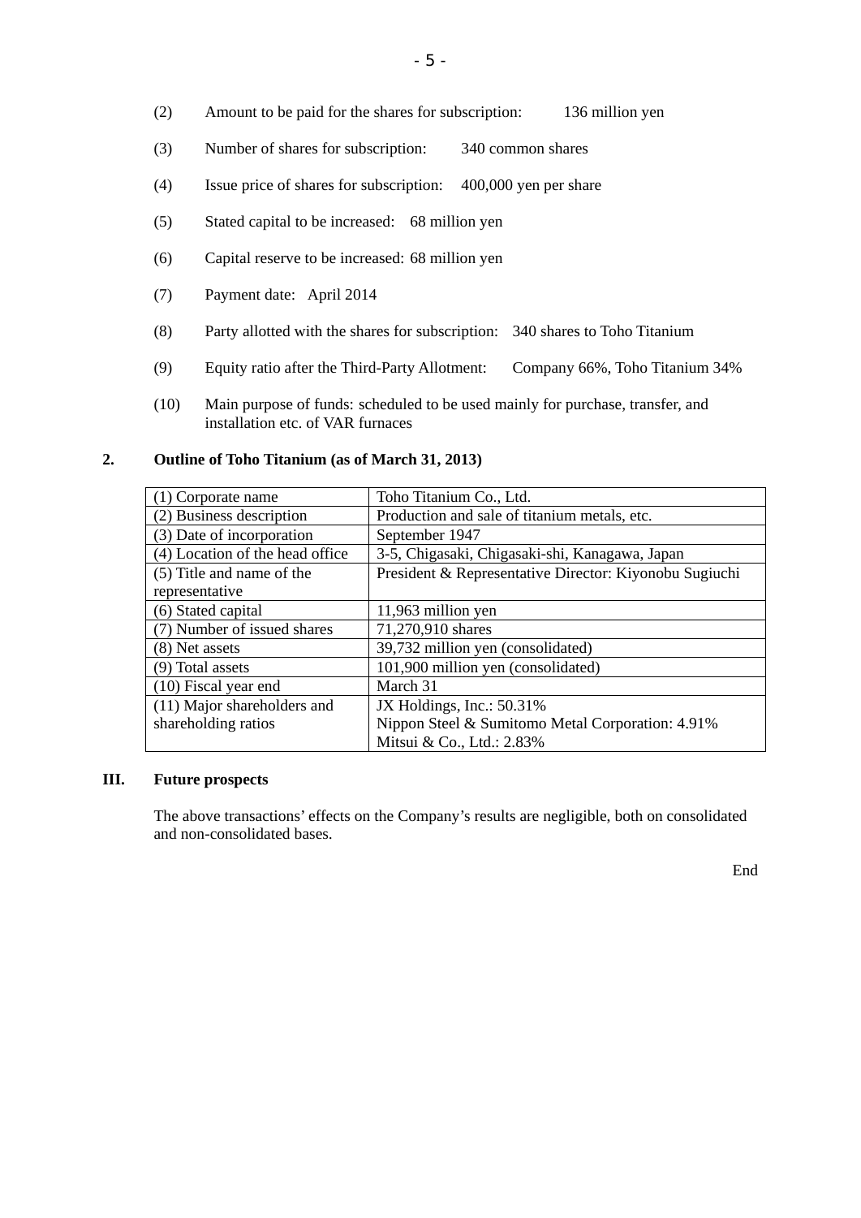(2) Amount to be paid for the shares for subscription: 136 million yen

(3) Number of shares for subscription: 340 common shares

(4) Issue price of shares for subscription: 400,000 yen per share

(5) Stated capital to be increased: 68 million yen

(6) Capital reserve to be increased: 68 million yen

(7) Payment date: April 2014

(8) Party allotted with the shares for subscription: 340 shares to Toho Titanium

(9) Equity ratio after the Third-Party Allotment: Company 66%, Toho Titanium 34%

(10) Main purpose of funds: scheduled to be used mainly for purchase, transfer, and installation etc. of VAR furnaces

## 2. Outline of Toho Titanium (as of March 31, 2013)

| | |
|---|---|
| (1) Corporate name | Toho Titanium Co., Ltd. |
| (2) Business description | Production and sale of titanium metals, etc. |
| (3) Date of incorporation | September 1947 |
| (4) Location of the head office | 3-5, Chigasaki, Chigasaki-shi, Kanagawa, Japan |
| (5) Title and name of the representative | President & Representative Director: Kiyonobu Sugiuchi |
| (6) Stated capital | 11,963 million yen |
| (7) Number of issued shares | 71,270,910 shares |
| (8) Net assets | 39,732 million yen (consolidated) |
| (9) Total assets | 101,900 million yen (consolidated) |
| (10) Fiscal year end | March 31 |
| (11) Major shareholders and shareholding ratios | JX Holdings, Inc.: 50.31%<br>Nippon Steel & Sumitomo Metal Corporation: 4.91%<br>Mitsui & Co., Ltd.: 2.83% |

## III. Future prospects

The above transactions' effects on the Company's results are negligible, both on consolidated and non-consolidated bases.

End